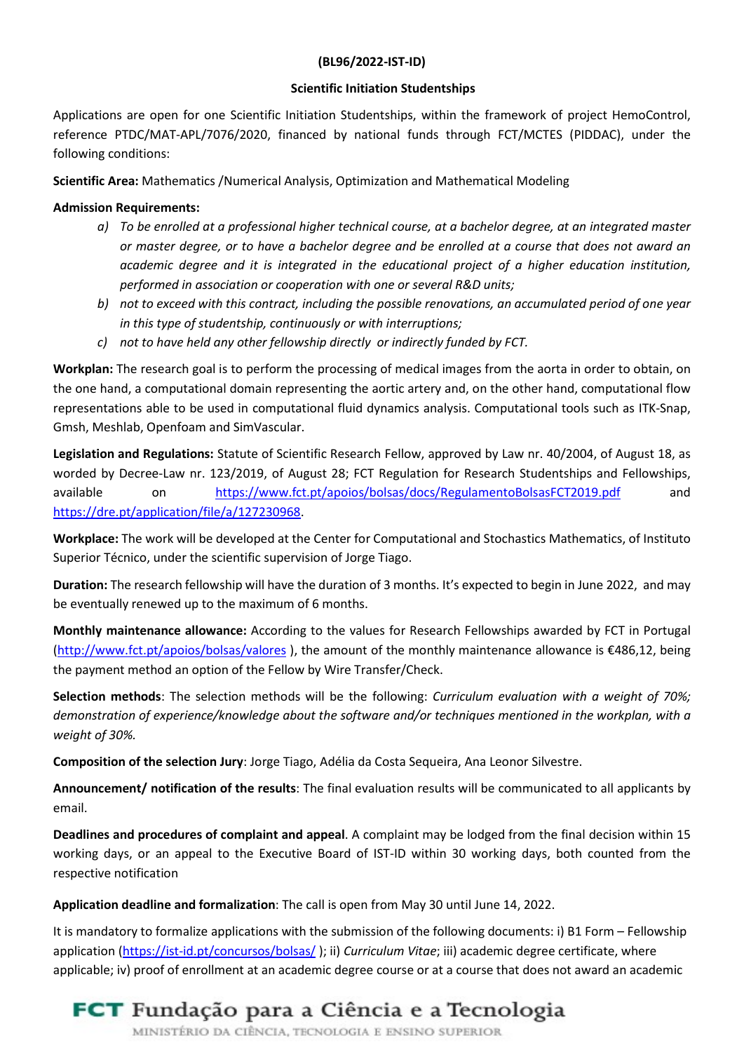**(BL96/2022-IST-ID)**

**Scientific Initiation Studentships**

Applications are open for one Scientific Initiation Studentships, within the framework of project HemoControl, reference PTDC/MAT-APL/7076/2020, financed by national funds through FCT/MCTES (PIDDAC), under the following conditions:

**Scientific Area:** Mathematics /Numerical Analysis, Optimization and Mathematical Modeling

**Admission Requirements:**

a) *To be enrolled at a professional higher technical course, at a bachelor degree, at an integrated master or master degree, or to have a bachelor degree and be enrolled at a course that does not award an academic degree and it is integrated in the educational project of a higher education institution, performed in association or cooperation with one or several R&D units;*

b) *not to exceed with this contract, including the possible renovations, an accumulated period of one year in this type of studentship, continuously or with interruptions;*

c) *not to have held any other fellowship directly or indirectly funded by FCT.*

**Workplan:** The research goal is to perform the processing of medical images from the aorta in order to obtain, on the one hand, a computational domain representing the aortic artery and, on the other hand, computational flow representations able to be used in computational fluid dynamics analysis. Computational tools such as ITK-Snap, Gmsh, Meshlab, Openfoam and SimVascular.

**Legislation and Regulations:** Statute of Scientific Research Fellow, approved by Law nr. 40/2004, of August 18, as worded by Decree-Law nr. 123/2019, of August 28; FCT Regulation for Research Studentships and Fellowships, available on https://www.fct.pt/apoios/bolsas/docs/RegulamentoBolsasFCT2019.pdf and https://dre.pt/application/file/a/127230968.

**Workplace:** The work will be developed at the Center for Computational and Stochastics Mathematics, of Instituto Superior Técnico, under the scientific supervision of Jorge Tiago.

**Duration:** The research fellowship will have the duration of 3 months. It's expected to begin in June 2022, and may be eventually renewed up to the maximum of 6 months.

**Monthly maintenance allowance:** According to the values for Research Fellowships awarded by FCT in Portugal (http://www.fct.pt/apoios/bolsas/valores ), the amount of the monthly maintenance allowance is €486,12, being the payment method an option of the Fellow by Wire Transfer/Check.

**Selection methods**: The selection methods will be the following: *Curriculum evaluation with a weight of 70%; demonstration of experience/knowledge about the software and/or techniques mentioned in the workplan, with a weight of 30%.*

**Composition of the selection Jury**: Jorge Tiago, Adélia da Costa Sequeira, Ana Leonor Silvestre.

**Announcement/ notification of the results**: The final evaluation results will be communicated to all applicants by email.

**Deadlines and procedures of complaint and appeal**. A complaint may be lodged from the final decision within 15 working days, or an appeal to the Executive Board of IST-ID within 30 working days, both counted from the respective notification

**Application deadline and formalization**: The call is open from May 30 until June 14, 2022.

It is mandatory to formalize applications with the submission of the following documents: i) B1 Form – Fellowship application (https://ist-id.pt/concursos/bolsas/ ); ii) *Curriculum Vitae*; iii) academic degree certificate, where applicable; iv) proof of enrollment at an academic degree course or at a course that does not award an academic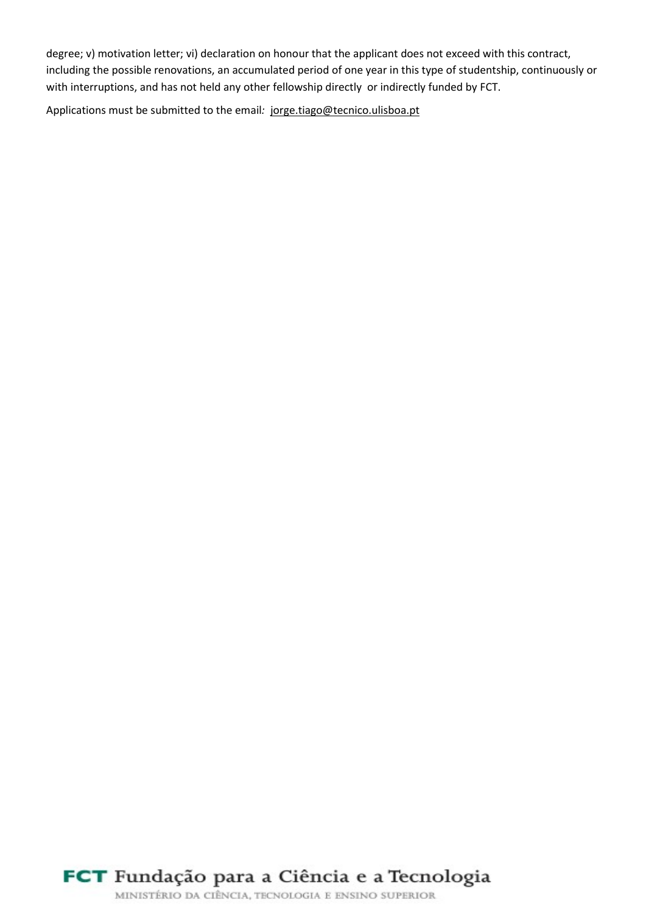degree; v) motivation letter; vi) declaration on honour that the applicant does not exceed with this contract, including the possible renovations, an accumulated period of one year in this type of studentship, continuously or with interruptions, and has not held any other fellowship directly or indirectly funded by FCT.

Applications must be submitted to the email*:* jorge.tiago@tecnico.ulisboa.pt